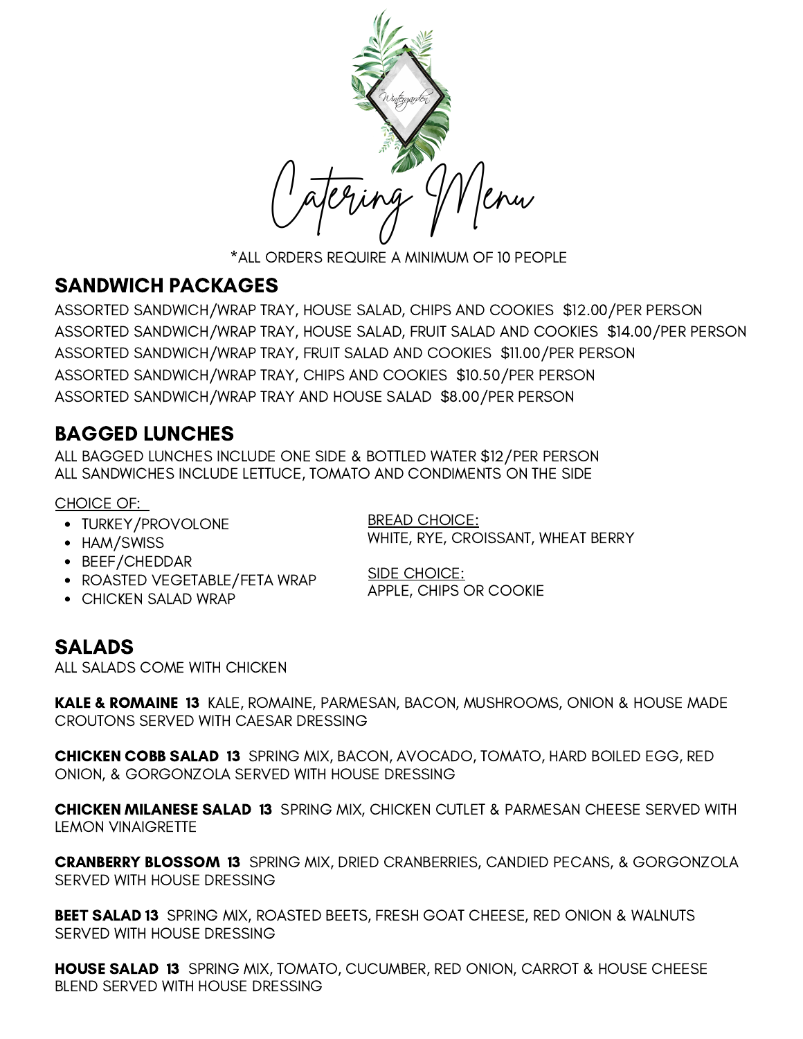The Wintergarden

# Catering Menu

*ALL ORDERS REQUIRE A MINIMUM OF 10 PEOPLE

## SANDWICH PACKAGES

ASSORTED SANDWICH/WRAP TRAY, HOUSE SALAD, CHIPS AND COOKIES  $12.00/PER PERSON
ASSORTED SANDWICH/WRAP TRAY, HOUSE SALAD, FRUIT SALAD AND COOKIES  $14.00/PER PERSON
ASSORTED SANDWICH/WRAP TRAY, FRUIT SALAD AND COOKIES  $11.00/PER PERSON
ASSORTED SANDWICH/WRAP TRAY, CHIPS AND COOKIES  $10.50/PER PERSON
ASSORTED SANDWICH/WRAP TRAY AND HOUSE SALAD  $8.00/PER PERSON

## BAGGED LUNCHES

ALL BAGGED LUNCHES INCLUDE ONE SIDE & BOTTLED WATER $12/PER PERSON
ALL SANDWICHES INCLUDE LETTUCE, TOMATO AND CONDIMENTS ON THE SIDE

CHOICE OF:

- TURKEY/PROVOLONE
- HAM/SWISS
- BEEF/CHEDDAR
- ROASTED VEGETABLE/FETA WRAP
- CHICKEN SALAD WRAP

BREAD CHOICE:
WHITE, RYE, CROISSANT, WHEAT BERRY

SIDE CHOICE:
APPLE, CHIPS OR COOKIE

## SALADS

ALL SALADS COME WITH CHICKEN

**KALE & ROMAINE  13**  KALE, ROMAINE, PARMESAN, BACON, MUSHROOMS, ONION & HOUSE MADE CROUTONS SERVED WITH CAESAR DRESSING

**CHICKEN COBB SALAD  13**  SPRING MIX, BACON, AVOCADO, TOMATO, HARD BOILED EGG, RED ONION, & GORGONZOLA SERVED WITH HOUSE DRESSING

**CHICKEN MILANESE SALAD  13**  SPRING MIX, CHICKEN CUTLET & PARMESAN CHEESE SERVED WITH LEMON VINAIGRETTE

**CRANBERRY BLOSSOM  13**  SPRING MIX, DRIED CRANBERRIES, CANDIED PECANS, & GORGONZOLA SERVED WITH HOUSE DRESSING

**BEET SALAD 13**  SPRING MIX, ROASTED BEETS, FRESH GOAT CHEESE, RED ONION & WALNUTS SERVED WITH HOUSE DRESSING

**HOUSE SALAD  13**  SPRING MIX, TOMATO, CUCUMBER, RED ONION, CARROT & HOUSE CHEESE BLEND SERVED WITH HOUSE DRESSING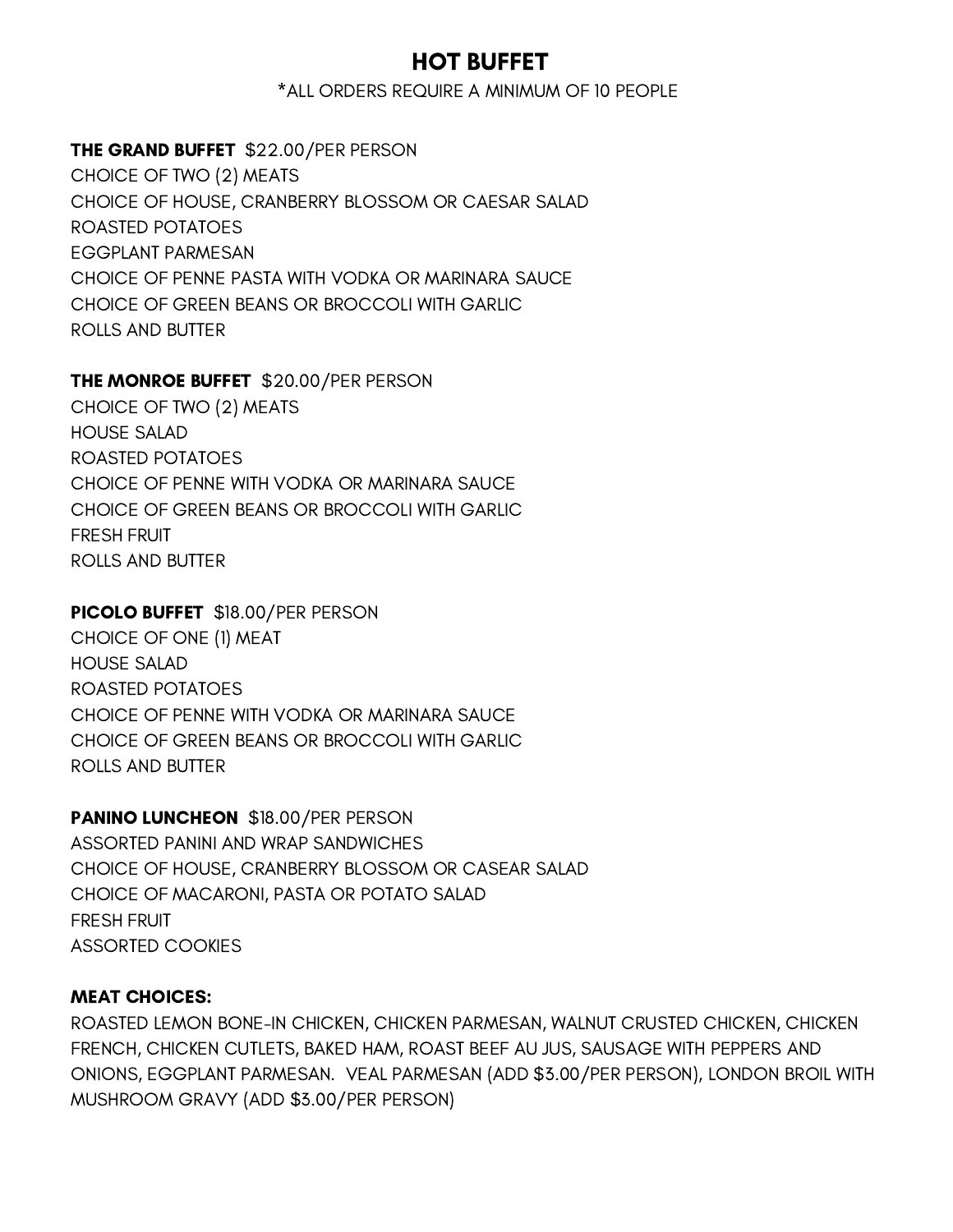# HOT BUFFET

*ALL ORDERS REQUIRE A MINIMUM OF 10 PEOPLE

**THE GRAND BUFFET** $22.00/PER PERSON
CHOICE OF TWO (2) MEATS
CHOICE OF HOUSE, CRANBERRY BLOSSOM OR CAESAR SALAD
ROASTED POTATOES
EGGPLANT PARMESAN
CHOICE OF PENNE PASTA WITH VODKA OR MARINARA SAUCE
CHOICE OF GREEN BEANS OR BROCCOLI WITH GARLIC
ROLLS AND BUTTER

**THE MONROE BUFFET** $20.00/PER PERSON
CHOICE OF TWO (2) MEATS
HOUSE SALAD
ROASTED POTATOES
CHOICE OF PENNE WITH VODKA OR MARINARA SAUCE
CHOICE OF GREEN BEANS OR BROCCOLI WITH GARLIC
FRESH FRUIT
ROLLS AND BUTTER

**PICOLO BUFFET** $18.00/PER PERSON
CHOICE OF ONE (1) MEAT
HOUSE SALAD
ROASTED POTATOES
CHOICE OF PENNE WITH VODKA OR MARINARA SAUCE
CHOICE OF GREEN BEANS OR BROCCOLI WITH GARLIC
ROLLS AND BUTTER

**PANINO LUNCHEON** $18.00/PER PERSON
ASSORTED PANINI AND WRAP SANDWICHES
CHOICE OF HOUSE, CRANBERRY BLOSSOM OR CASEAR SALAD
CHOICE OF MACARONI, PASTA OR POTATO SALAD
FRESH FRUIT
ASSORTED COOKIES

**MEAT CHOICES:**
ROASTED LEMON BONE-IN CHICKEN, CHICKEN PARMESAN, WALNUT CRUSTED CHICKEN, CHICKEN FRENCH, CHICKEN CUTLETS, BAKED HAM, ROAST BEEF AU JUS, SAUSAGE WITH PEPPERS AND ONIONS, EGGPLANT PARMESAN. VEAL PARMESAN (ADD $3.00/PER PERSON), LONDON BROIL WITH MUSHROOM GRAVY (ADD $3.00/PER PERSON)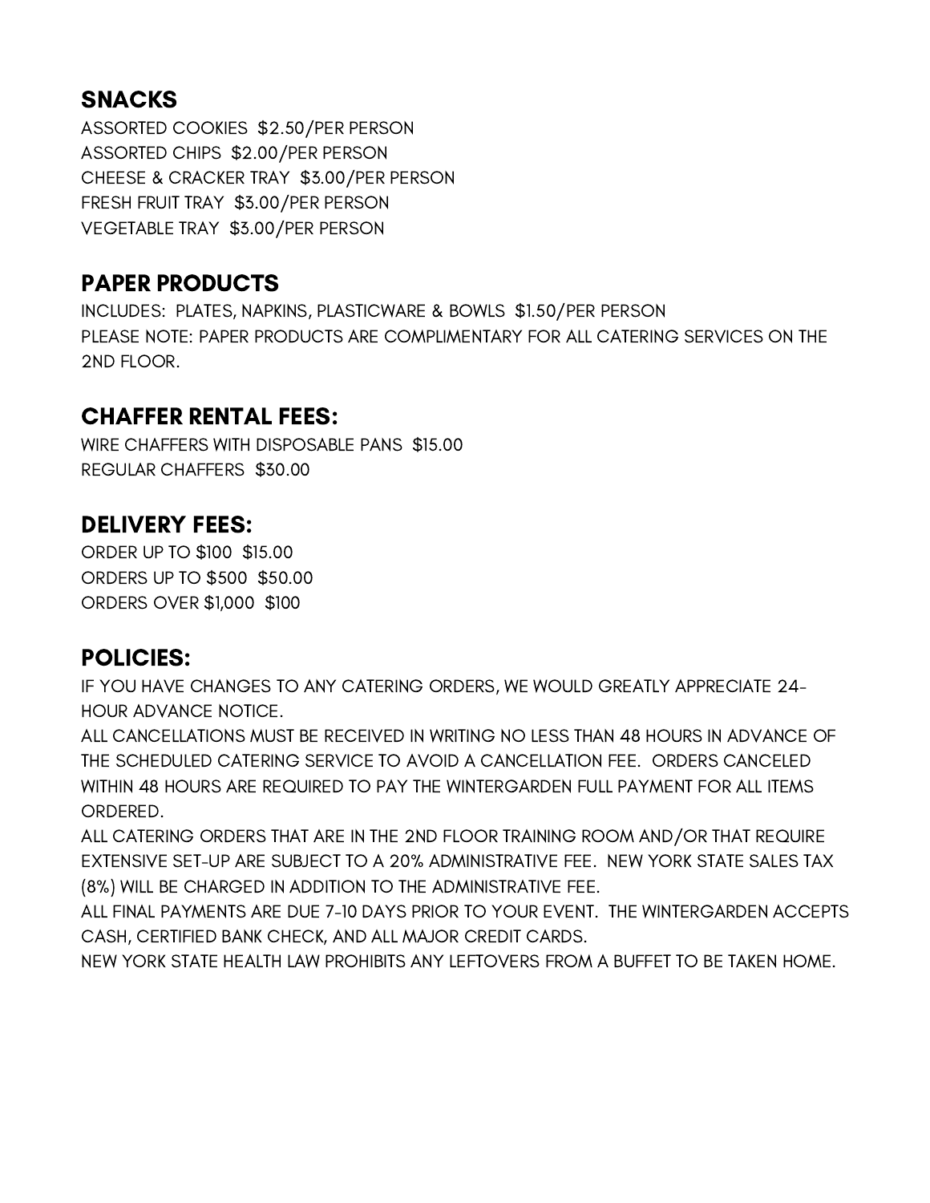## SNACKS

ASSORTED COOKIES $2.50/PER PERSON
ASSORTED CHIPS $2.00/PER PERSON
CHEESE & CRACKER TRAY $3.00/PER PERSON
FRESH FRUIT TRAY $3.00/PER PERSON
VEGETABLE TRAY $3.00/PER PERSON

## PAPER PRODUCTS

INCLUDES: PLATES, NAPKINS, PLASTICWARE & BOWLS $1.50/PER PERSON
PLEASE NOTE: PAPER PRODUCTS ARE COMPLIMENTARY FOR ALL CATERING SERVICES ON THE 2ND FLOOR.

## CHAFFER RENTAL FEES:

WIRE CHAFFERS WITH DISPOSABLE PANS $15.00
REGULAR CHAFFERS $30.00

## DELIVERY FEES:

ORDER UP TO $100 $15.00
ORDERS UP TO $500 $50.00
ORDERS OVER $1,000 $100

## POLICIES:

IF YOU HAVE CHANGES TO ANY CATERING ORDERS, WE WOULD GREATLY APPRECIATE 24-HOUR ADVANCE NOTICE.
ALL CANCELLATIONS MUST BE RECEIVED IN WRITING NO LESS THAN 48 HOURS IN ADVANCE OF THE SCHEDULED CATERING SERVICE TO AVOID A CANCELLATION FEE. ORDERS CANCELED WITHIN 48 HOURS ARE REQUIRED TO PAY THE WINTERGARDEN FULL PAYMENT FOR ALL ITEMS ORDERED.
ALL CATERING ORDERS THAT ARE IN THE 2ND FLOOR TRAINING ROOM AND/OR THAT REQUIRE EXTENSIVE SET-UP ARE SUBJECT TO A 20% ADMINISTRATIVE FEE. NEW YORK STATE SALES TAX (8%) WILL BE CHARGED IN ADDITION TO THE ADMINISTRATIVE FEE.
ALL FINAL PAYMENTS ARE DUE 7-10 DAYS PRIOR TO YOUR EVENT. THE WINTERGARDEN ACCEPTS CASH, CERTIFIED BANK CHECK, AND ALL MAJOR CREDIT CARDS.
NEW YORK STATE HEALTH LAW PROHIBITS ANY LEFTOVERS FROM A BUFFET TO BE TAKEN HOME.